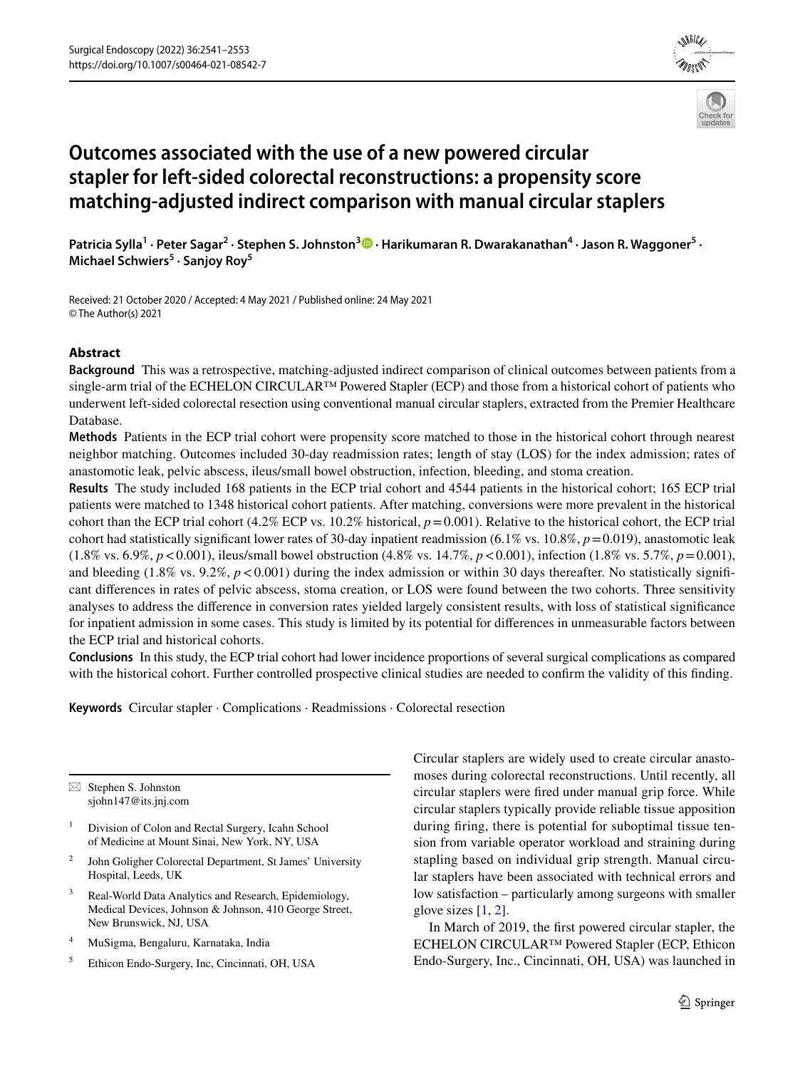# Outcomes associated with the use of a new powered circular stapler for left-sided colorectal reconstructions: a propensity score matching-adjusted indirect comparison with manual circular staplers

**Patricia Sylla[1] · Peter Sagar[2] · Stephen S. Johnston[3] · Harikumaran R. Dwarakanathan[4] · Jason R. Waggoner[5] · Michael Schwiers[5] · Sanjoy Roy[5]**

Received: 21 October 2020 / Accepted: 4 May 2021 / Published online: 24 May 2021
© The Author(s) 2021

## Abstract

**Background** This was a retrospective, matching-adjusted indirect comparison of clinical outcomes between patients from a single-arm trial of the ECHELON CIRCULAR™ Powered Stapler (ECP) and those from a historical cohort of patients who underwent left-sided colorectal resection using conventional manual circular staplers, extracted from the Premier Healthcare Database.

**Methods** Patients in the ECP trial cohort were propensity score matched to those in the historical cohort through nearest neighbor matching. Outcomes included 30-day readmission rates; length of stay (LOS) for the index admission; rates of anastomotic leak, pelvic abscess, ileus/small bowel obstruction, infection, bleeding, and stoma creation.

**Results** The study included 168 patients in the ECP trial cohort and 4544 patients in the historical cohort; 165 ECP trial patients were matched to 1348 historical cohort patients. After matching, conversions were more prevalent in the historical cohort than the ECP trial cohort (4.2% ECP vs. 10.2% historical, $p = 0.001$). Relative to the historical cohort, the ECP trial cohort had statistically significant lower rates of 30-day inpatient readmission (6.1% vs. 10.8%, $p = 0.019$), anastomotic leak (1.8% vs. 6.9%, $p < 0.001$), ileus/small bowel obstruction (4.8% vs. 14.7%, $p < 0.001$), infection (1.8% vs. 5.7%, $p = 0.001$), and bleeding (1.8% vs. 9.2%, $p < 0.001$) during the index admission or within 30 days thereafter. No statistically significant differences in rates of pelvic abscess, stoma creation, or LOS were found between the two cohorts. Three sensitivity analyses to address the difference in conversion rates yielded largely consistent results, with loss of statistical significance for inpatient admission in some cases. This study is limited by its potential for differences in unmeasurable factors between the ECP trial and historical cohorts.

**Conclusions** In this study, the ECP trial cohort had lower incidence proportions of several surgical complications as compared with the historical cohort. Further controlled prospective clinical studies are needed to confirm the validity of this finding.

**Keywords** Circular stapler · Complications · Readmissions · Colorectal resection

---

✉ Stephen S. Johnston
sjohn147@its.jnj.com

[1] Division of Colon and Rectal Surgery, Icahn School of Medicine at Mount Sinai, New York, NY, USA

[2] John Goligher Colorectal Department, St James' University Hospital, Leeds, UK

[3] Real-World Data Analytics and Research, Epidemiology, Medical Devices, Johnson & Johnson, 410 George Street, New Brunswick, NJ, USA

[4] MuSigma, Bengaluru, Karnataka, India

[5] Ethicon Endo-Surgery, Inc, Cincinnati, OH, USA

---

Circular staplers are widely used to create circular anastomoses during colorectal reconstructions. Until recently, all circular staplers were fired under manual grip force. While circular staplers typically provide reliable tissue apposition during firing, there is potential for suboptimal tissue tension from variable operator workload and straining during stapling based on individual grip strength. Manual circular staplers have been associated with technical errors and low satisfaction – particularly among surgeons with smaller glove sizes [1, 2].

In March of 2019, the first powered circular stapler, the ECHELON CIRCULAR™ Powered Stapler (ECP, Ethicon Endo-Surgery, Inc., Cincinnati, OH, USA) was launched in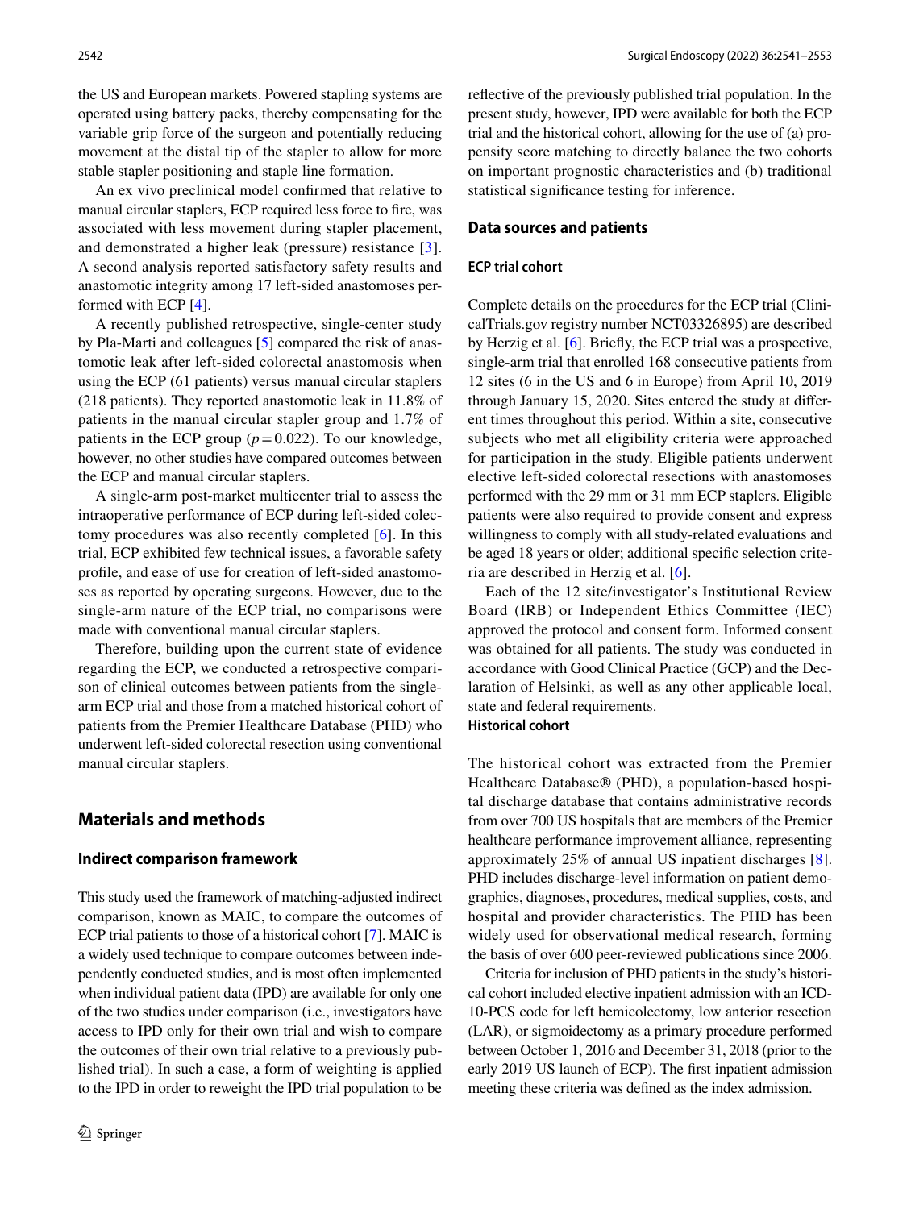the US and European markets. Powered stapling systems are operated using battery packs, thereby compensating for the variable grip force of the surgeon and potentially reducing movement at the distal tip of the stapler to allow for more stable stapler positioning and staple line formation.

An ex vivo preclinical model confirmed that relative to manual circular staplers, ECP required less force to fire, was associated with less movement during stapler placement, and demonstrated a higher leak (pressure) resistance [3]. A second analysis reported satisfactory safety results and anastomotic integrity among 17 left-sided anastomoses performed with ECP [4].

A recently published retrospective, single-center study by Pla-Marti and colleagues [5] compared the risk of anastomotic leak after left-sided colorectal anastomosis when using the ECP (61 patients) versus manual circular staplers (218 patients). They reported anastomotic leak in 11.8% of patients in the manual circular stapler group and 1.7% of patients in the ECP group ($p = 0.022$). To our knowledge, however, no other studies have compared outcomes between the ECP and manual circular staplers.

A single-arm post-market multicenter trial to assess the intraoperative performance of ECP during left-sided colectomy procedures was also recently completed [6]. In this trial, ECP exhibited few technical issues, a favorable safety profile, and ease of use for creation of left-sided anastomoses as reported by operating surgeons. However, due to the single-arm nature of the ECP trial, no comparisons were made with conventional manual circular staplers.

Therefore, building upon the current state of evidence regarding the ECP, we conducted a retrospective comparison of clinical outcomes between patients from the single-arm ECP trial and those from a matched historical cohort of patients from the Premier Healthcare Database (PHD) who underwent left-sided colorectal resection using conventional manual circular staplers.

## Materials and methods

### Indirect comparison framework

This study used the framework of matching-adjusted indirect comparison, known as MAIC, to compare the outcomes of ECP trial patients to those of a historical cohort [7]. MAIC is a widely used technique to compare outcomes between independently conducted studies, and is most often implemented when individual patient data (IPD) are available for only one of the two studies under comparison (i.e., investigators have access to IPD only for their own trial and wish to compare the outcomes of their own trial relative to a previously published trial). In such a case, a form of weighting is applied to the IPD in order to reweight the IPD trial population to be reflective of the previously published trial population. In the present study, however, IPD were available for both the ECP trial and the historical cohort, allowing for the use of (a) propensity score matching to directly balance the two cohorts on important prognostic characteristics and (b) traditional statistical significance testing for inference.

### Data sources and patients

#### ECP trial cohort

Complete details on the procedures for the ECP trial (ClinicalTrials.gov registry number NCT03326895) are described by Herzig et al. [6]. Briefly, the ECP trial was a prospective, single-arm trial that enrolled 168 consecutive patients from 12 sites (6 in the US and 6 in Europe) from April 10, 2019 through January 15, 2020. Sites entered the study at different times throughout this period. Within a site, consecutive subjects who met all eligibility criteria were approached for participation in the study. Eligible patients underwent elective left-sided colorectal resections with anastomoses performed with the 29 mm or 31 mm ECP staplers. Eligible patients were also required to provide consent and express willingness to comply with all study-related evaluations and be aged 18 years or older; additional specific selection criteria are described in Herzig et al. [6].

Each of the 12 site/investigator's Institutional Review Board (IRB) or Independent Ethics Committee (IEC) approved the protocol and consent form. Informed consent was obtained for all patients. The study was conducted in accordance with Good Clinical Practice (GCP) and the Declaration of Helsinki, as well as any other applicable local, state and federal requirements.

#### Historical cohort

The historical cohort was extracted from the Premier Healthcare Database® (PHD), a population-based hospital discharge database that contains administrative records from over 700 US hospitals that are members of the Premier healthcare performance improvement alliance, representing approximately 25% of annual US inpatient discharges [8]. PHD includes discharge-level information on patient demographics, diagnoses, procedures, medical supplies, costs, and hospital and provider characteristics. The PHD has been widely used for observational medical research, forming the basis of over 600 peer-reviewed publications since 2006.

Criteria for inclusion of PHD patients in the study's historical cohort included elective inpatient admission with an ICD-10-PCS code for left hemicolectomy, low anterior resection (LAR), or sigmoidectomy as a primary procedure performed between October 1, 2016 and December 31, 2018 (prior to the early 2019 US launch of ECP). The first inpatient admission meeting these criteria was defined as the index admission.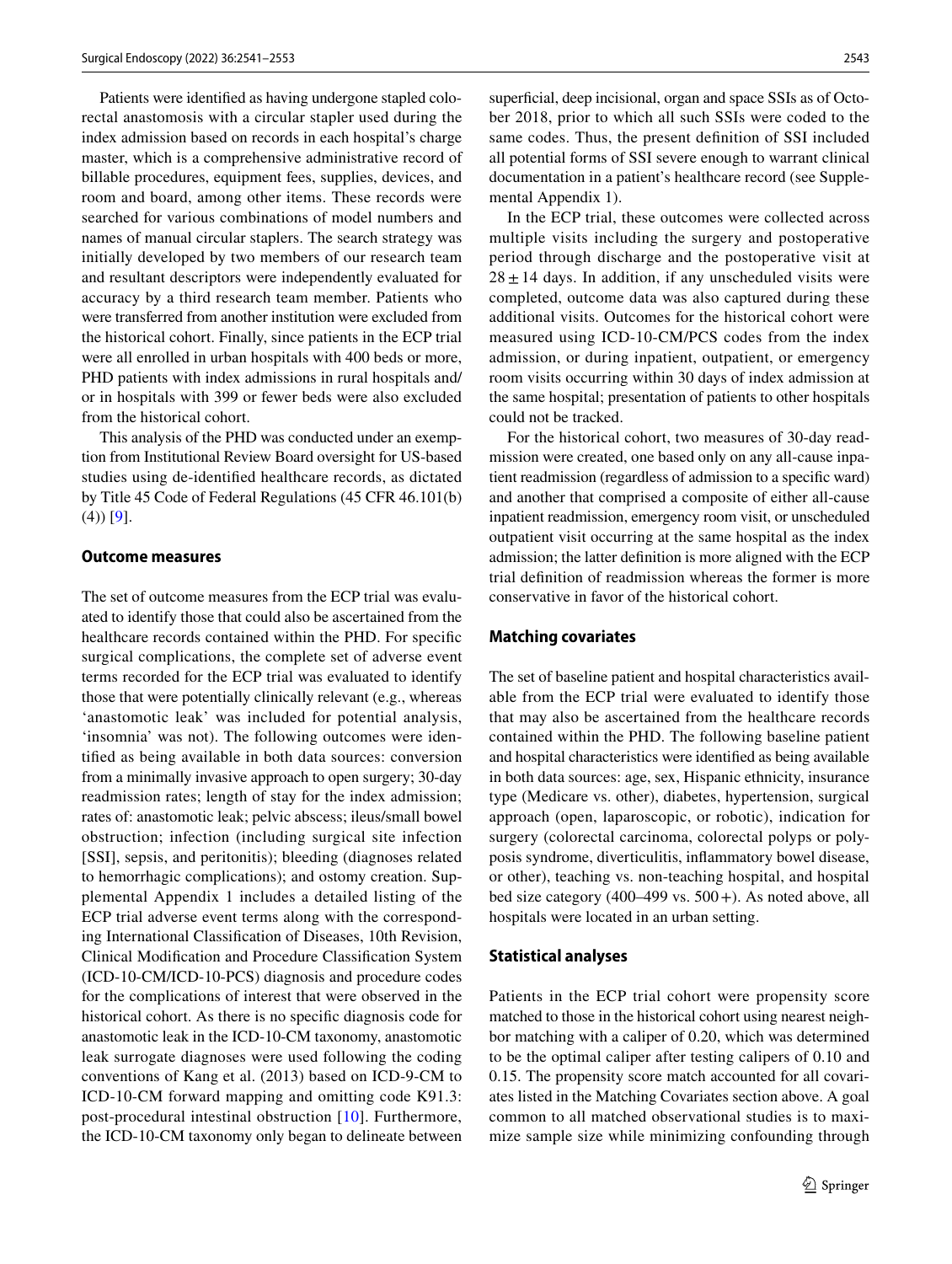Patients were identified as having undergone stapled colorectal anastomosis with a circular stapler used during the index admission based on records in each hospital's charge master, which is a comprehensive administrative record of billable procedures, equipment fees, supplies, devices, and room and board, among other items. These records were searched for various combinations of model numbers and names of manual circular staplers. The search strategy was initially developed by two members of our research team and resultant descriptors were independently evaluated for accuracy by a third research team member. Patients who were transferred from another institution were excluded from the historical cohort. Finally, since patients in the ECP trial were all enrolled in urban hospitals with 400 beds or more, PHD patients with index admissions in rural hospitals and/or in hospitals with 399 or fewer beds were also excluded from the historical cohort.

This analysis of the PHD was conducted under an exemption from Institutional Review Board oversight for US-based studies using de-identified healthcare records, as dictated by Title 45 Code of Federal Regulations (45 CFR 46.101(b)(4)) [9].

### Outcome measures

The set of outcome measures from the ECP trial was evaluated to identify those that could also be ascertained from the healthcare records contained within the PHD. For specific surgical complications, the complete set of adverse event terms recorded for the ECP trial was evaluated to identify those that were potentially clinically relevant (e.g., whereas 'anastomotic leak' was included for potential analysis, 'insomnia' was not). The following outcomes were identified as being available in both data sources: conversion from a minimally invasive approach to open surgery; 30-day readmission rates; length of stay for the index admission; rates of: anastomotic leak; pelvic abscess; ileus/small bowel obstruction; infection (including surgical site infection [SSI], sepsis, and peritonitis); bleeding (diagnoses related to hemorrhagic complications); and ostomy creation. Supplemental Appendix 1 includes a detailed listing of the ECP trial adverse event terms along with the corresponding International Classification of Diseases, 10th Revision, Clinical Modification and Procedure Classification System (ICD-10-CM/ICD-10-PCS) diagnosis and procedure codes for the complications of interest that were observed in the historical cohort. As there is no specific diagnosis code for anastomotic leak in the ICD-10-CM taxonomy, anastomotic leak surrogate diagnoses were used following the coding conventions of Kang et al. (2013) based on ICD-9-CM to ICD-10-CM forward mapping and omitting code K91.3: post-procedural intestinal obstruction [10]. Furthermore, the ICD-10-CM taxonomy only began to delineate between superficial, deep incisional, organ and space SSIs as of October 2018, prior to which all such SSIs were coded to the same codes. Thus, the present definition of SSI included all potential forms of SSI severe enough to warrant clinical documentation in a patient's healthcare record (see Supplemental Appendix 1).

In the ECP trial, these outcomes were collected across multiple visits including the surgery and postoperative period through discharge and the postoperative visit at $28 \pm 14$ days. In addition, if any unscheduled visits were completed, outcome data was also captured during these additional visits. Outcomes for the historical cohort were measured using ICD-10-CM/PCS codes from the index admission, or during inpatient, outpatient, or emergency room visits occurring within 30 days of index admission at the same hospital; presentation of patients to other hospitals could not be tracked.

For the historical cohort, two measures of 30-day readmission were created, one based only on any all-cause inpatient readmission (regardless of admission to a specific ward) and another that comprised a composite of either all-cause inpatient readmission, emergency room visit, or unscheduled outpatient visit occurring at the same hospital as the index admission; the latter definition is more aligned with the ECP trial definition of readmission whereas the former is more conservative in favor of the historical cohort.

### Matching covariates

The set of baseline patient and hospital characteristics available from the ECP trial were evaluated to identify those that may also be ascertained from the healthcare records contained within the PHD. The following baseline patient and hospital characteristics were identified as being available in both data sources: age, sex, Hispanic ethnicity, insurance type (Medicare vs. other), diabetes, hypertension, surgical approach (open, laparoscopic, or robotic), indication for surgery (colorectal carcinoma, colorectal polyps or polyposis syndrome, diverticulitis, inflammatory bowel disease, or other), teaching vs. non-teaching hospital, and hospital bed size category (400–499 vs. 500+). As noted above, all hospitals were located in an urban setting.

### Statistical analyses

Patients in the ECP trial cohort were propensity score matched to those in the historical cohort using nearest neighbor matching with a caliper of 0.20, which was determined to be the optimal caliper after testing calipers of 0.10 and 0.15. The propensity score match accounted for all covariates listed in the Matching Covariates section above. A goal common to all matched observational studies is to maximize sample size while minimizing confounding through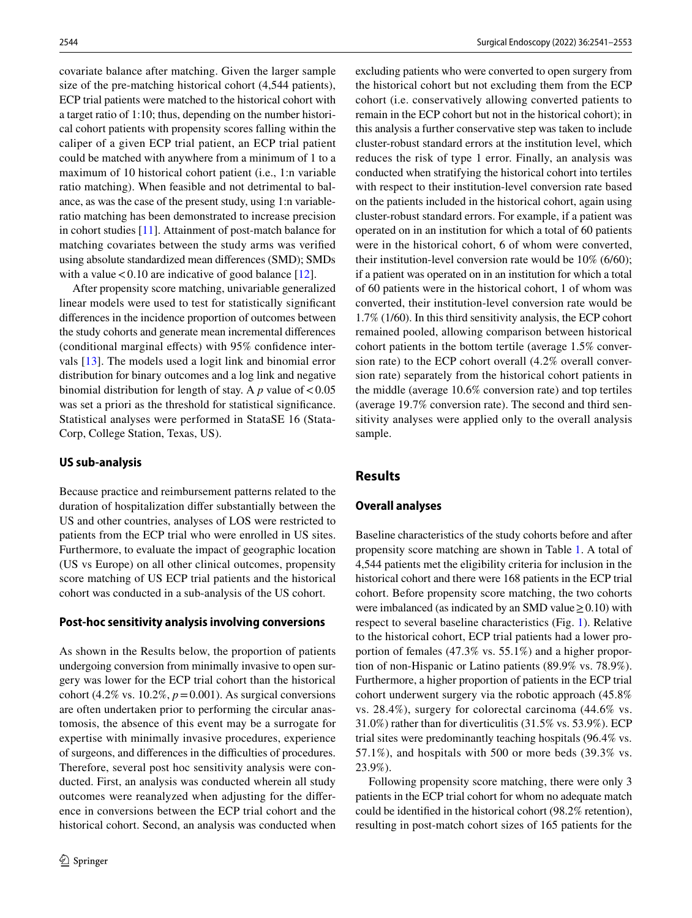covariate balance after matching. Given the larger sample size of the pre-matching historical cohort (4,544 patients), ECP trial patients were matched to the historical cohort with a target ratio of 1:10; thus, depending on the number historical cohort patients with propensity scores falling within the caliper of a given ECP trial patient, an ECP trial patient could be matched with anywhere from a minimum of 1 to a maximum of 10 historical cohort patient (i.e., 1:n variable ratio matching). When feasible and not detrimental to balance, as was the case of the present study, using 1:n variable-ratio matching has been demonstrated to increase precision in cohort studies [11]. Attainment of post-match balance for matching covariates between the study arms was verified using absolute standardized mean differences (SMD); SMDs with a value < 0.10 are indicative of good balance [12].

After propensity score matching, univariable generalized linear models were used to test for statistically significant differences in the incidence proportion of outcomes between the study cohorts and generate mean incremental differences (conditional marginal effects) with 95% confidence intervals [13]. The models used a logit link and binomial error distribution for binary outcomes and a log link and negative binomial distribution for length of stay. A $p$ value of $< 0.05$ was set a priori as the threshold for statistical significance. Statistical analyses were performed in StataSE 16 (StataCorp, College Station, Texas, US).

### US sub-analysis

Because practice and reimbursement patterns related to the duration of hospitalization differ substantially between the US and other countries, analyses of LOS were restricted to patients from the ECP trial who were enrolled in US sites. Furthermore, to evaluate the impact of geographic location (US vs Europe) on all other clinical outcomes, propensity score matching of US ECP trial patients and the historical cohort was conducted in a sub-analysis of the US cohort.

### Post-hoc sensitivity analysis involving conversions

As shown in the Results below, the proportion of patients undergoing conversion from minimally invasive to open surgery was lower for the ECP trial cohort than the historical cohort (4.2% vs. 10.2%, $p = 0.001$). As surgical conversions are often undertaken prior to performing the circular anastomosis, the absence of this event may be a surrogate for expertise with minimally invasive procedures, experience of surgeons, and differences in the difficulties of procedures. Therefore, several post hoc sensitivity analysis were conducted. First, an analysis was conducted wherein all study outcomes were reanalyzed when adjusting for the difference in conversions between the ECP trial cohort and the historical cohort. Second, an analysis was conducted when excluding patients who were converted to open surgery from the historical cohort but not excluding them from the ECP cohort (i.e. conservatively allowing converted patients to remain in the ECP cohort but not in the historical cohort); in this analysis a further conservative step was taken to include cluster-robust standard errors at the institution level, which reduces the risk of type 1 error. Finally, an analysis was conducted when stratifying the historical cohort into tertiles with respect to their institution-level conversion rate based on the patients included in the historical cohort, again using cluster-robust standard errors. For example, if a patient was operated on in an institution for which a total of 60 patients were in the historical cohort, 6 of whom were converted, their institution-level conversion rate would be 10% (6/60); if a patient was operated on in an institution for which a total of 60 patients were in the historical cohort, 1 of whom was converted, their institution-level conversion rate would be 1.7% (1/60). In this third sensitivity analysis, the ECP cohort remained pooled, allowing comparison between historical cohort patients in the bottom tertile (average 1.5% conversion rate) to the ECP cohort overall (4.2% overall conversion rate) separately from the historical cohort patients in the middle (average 10.6% conversion rate) and top tertiles (average 19.7% conversion rate). The second and third sensitivity analyses were applied only to the overall analysis sample.

## Results

### Overall analyses

Baseline characteristics of the study cohorts before and after propensity score matching are shown in Table 1. A total of 4,544 patients met the eligibility criteria for inclusion in the historical cohort and there were 168 patients in the ECP trial cohort. Before propensity score matching, the two cohorts were imbalanced (as indicated by an SMD value ≥ 0.10) with respect to several baseline characteristics (Fig. 1). Relative to the historical cohort, ECP trial patients had a lower proportion of females (47.3% vs. 55.1%) and a higher proportion of non-Hispanic or Latino patients (89.9% vs. 78.9%). Furthermore, a higher proportion of patients in the ECP trial cohort underwent surgery via the robotic approach (45.8% vs. 28.4%), surgery for colorectal carcinoma (44.6% vs. 31.0%) rather than for diverticulitis (31.5% vs. 53.9%). ECP trial sites were predominantly teaching hospitals (96.4% vs. 57.1%), and hospitals with 500 or more beds (39.3% vs. 23.9%).

Following propensity score matching, there were only 3 patients in the ECP trial cohort for whom no adequate match could be identified in the historical cohort (98.2% retention), resulting in post-match cohort sizes of 165 patients for the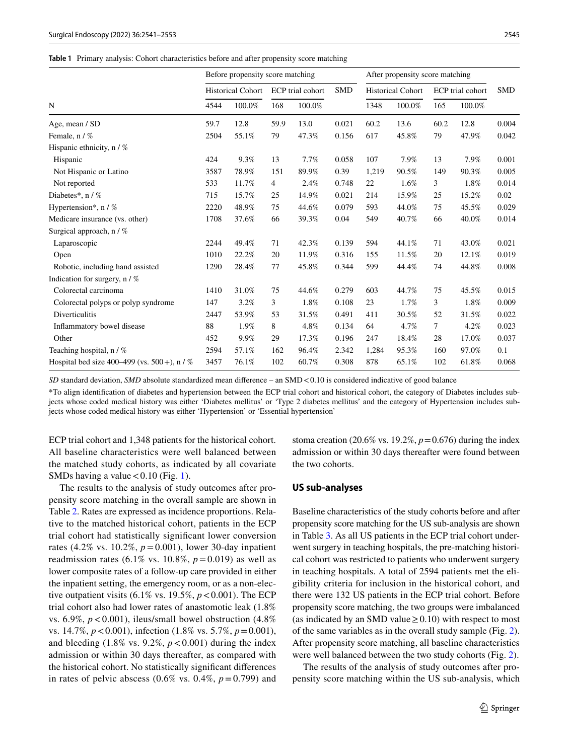**Table 1** Primary analysis: Cohort characteristics before and after propensity score matching

| | Before propensity score matching | | | | | After propensity score matching | | | | |
|---|---|---|---|---|---|---|---|---|---|---|
| | Historical Cohort | | ECP trial cohort | | SMD | Historical Cohort | | ECP trial cohort | | SMD |
| N | 4544 | 100.0% | 168 | 100.0% | | 1348 | 100.0% | 165 | 100.0% | |
| Age, mean / SD | 59.7 | 12.8 | 59.9 | 13.0 | 0.021 | 60.2 | 13.6 | 60.2 | 12.8 | 0.004 |
| Female, n / % | 2504 | 55.1% | 79 | 47.3% | 0.156 | 617 | 45.8% | 79 | 47.9% | 0.042 |
| Hispanic ethnicity, n / % | | | | | | | | | | |
| Hispanic | 424 | 9.3% | 13 | 7.7% | 0.058 | 107 | 7.9% | 13 | 7.9% | 0.001 |
| Not Hispanic or Latino | 3587 | 78.9% | 151 | 89.9% | 0.39 | 1,219 | 90.5% | 149 | 90.3% | 0.005 |
| Not reported | 533 | 11.7% | 4 | 2.4% | 0.748 | 22 | 1.6% | 3 | 1.8% | 0.014 |
| Diabetes*, n / % | 715 | 15.7% | 25 | 14.9% | 0.021 | 214 | 15.9% | 25 | 15.2% | 0.02 |
| Hypertension*, n / % | 2220 | 48.9% | 75 | 44.6% | 0.079 | 593 | 44.0% | 75 | 45.5% | 0.029 |
| Medicare insurance (vs. other) | 1708 | 37.6% | 66 | 39.3% | 0.04 | 549 | 40.7% | 66 | 40.0% | 0.014 |
| Surgical approach, n / % | | | | | | | | | | |
| Laparoscopic | 2244 | 49.4% | 71 | 42.3% | 0.139 | 594 | 44.1% | 71 | 43.0% | 0.021 |
| Open | 1010 | 22.2% | 20 | 11.9% | 0.316 | 155 | 11.5% | 20 | 12.1% | 0.019 |
| Robotic, including hand assisted | 1290 | 28.4% | 77 | 45.8% | 0.344 | 599 | 44.4% | 74 | 44.8% | 0.008 |
| Indication for surgery, n / % | | | | | | | | | | |
| Colorectal carcinoma | 1410 | 31.0% | 75 | 44.6% | 0.279 | 603 | 44.7% | 75 | 45.5% | 0.015 |
| Colorectal polyps or polyp syndrome | 147 | 3.2% | 3 | 1.8% | 0.108 | 23 | 1.7% | 3 | 1.8% | 0.009 |
| Diverticulitis | 2447 | 53.9% | 53 | 31.5% | 0.491 | 411 | 30.5% | 52 | 31.5% | 0.022 |
| Inflammatory bowel disease | 88 | 1.9% | 8 | 4.8% | 0.134 | 64 | 4.7% | 7 | 4.2% | 0.023 |
| Other | 452 | 9.9% | 29 | 17.3% | 0.196 | 247 | 18.4% | 28 | 17.0% | 0.037 |
| Teaching hospital, n / % | 2594 | 57.1% | 162 | 96.4% | 2.342 | 1,284 | 95.3% | 160 | 97.0% | 0.1 |
| Hospital bed size 400–499 (vs. 500+), n / % | 3457 | 76.1% | 102 | 60.7% | 0.308 | 878 | 65.1% | 102 | 61.8% | 0.068 |

*SD* standard deviation, *SMD* absolute standardized mean difference – an SMD < 0.10 is considered indicative of good balance

*To align identification of diabetes and hypertension between the ECP trial cohort and historical cohort, the category of Diabetes includes subjects whose coded medical history was either 'Diabetes mellitus' or 'Type 2 diabetes mellitus' and the category of Hypertension includes subjects whose coded medical history was either 'Hypertension' or 'Essential hypertension'

ECP trial cohort and 1,348 patients for the historical cohort. All baseline characteristics were well balanced between the matched study cohorts, as indicated by all covariate SMDs having a value < 0.10 (Fig. 1).

The results to the analysis of study outcomes after propensity score matching in the overall sample are shown in Table 2. Rates are expressed as incidence proportions. Relative to the matched historical cohort, patients in the ECP trial cohort had statistically significant lower conversion rates (4.2% vs. 10.2%, $p = 0.001$), lower 30-day inpatient readmission rates (6.1% vs. 10.8%, $p = 0.019$) as well as lower composite rates of a follow-up care provided in either the inpatient setting, the emergency room, or as a non-elective outpatient visits (6.1% vs. 19.5%, $p < 0.001$). The ECP trial cohort also had lower rates of anastomotic leak (1.8% vs. 6.9%, $p < 0.001$), ileus/small bowel obstruction (4.8% vs. 14.7%, $p < 0.001$), infection (1.8% vs. 5.7%, $p = 0.001$), and bleeding (1.8% vs. 9.2%, $p < 0.001$) during the index admission or within 30 days thereafter, as compared with the historical cohort. No statistically significant differences in rates of pelvic abscess (0.6% vs. 0.4%, $p = 0.799$) and stoma creation (20.6% vs. 19.2%, $p = 0.676$) during the index admission or within 30 days thereafter were found between the two cohorts.

### US sub-analyses

Baseline characteristics of the study cohorts before and after propensity score matching for the US sub-analysis are shown in Table 3. As all US patients in the ECP trial cohort underwent surgery in teaching hospitals, the pre-matching historical cohort was restricted to patients who underwent surgery in teaching hospitals. A total of 2594 patients met the eligibility criteria for inclusion in the historical cohort, and there were 132 US patients in the ECP trial cohort. Before propensity score matching, the two groups were imbalanced (as indicated by an SMD value ≥ 0.10) with respect to most of the same variables as in the overall study sample (Fig. 2). After propensity score matching, all baseline characteristics were well balanced between the two study cohorts (Fig. 2).

The results of the analysis of study outcomes after propensity score matching within the US sub-analysis, which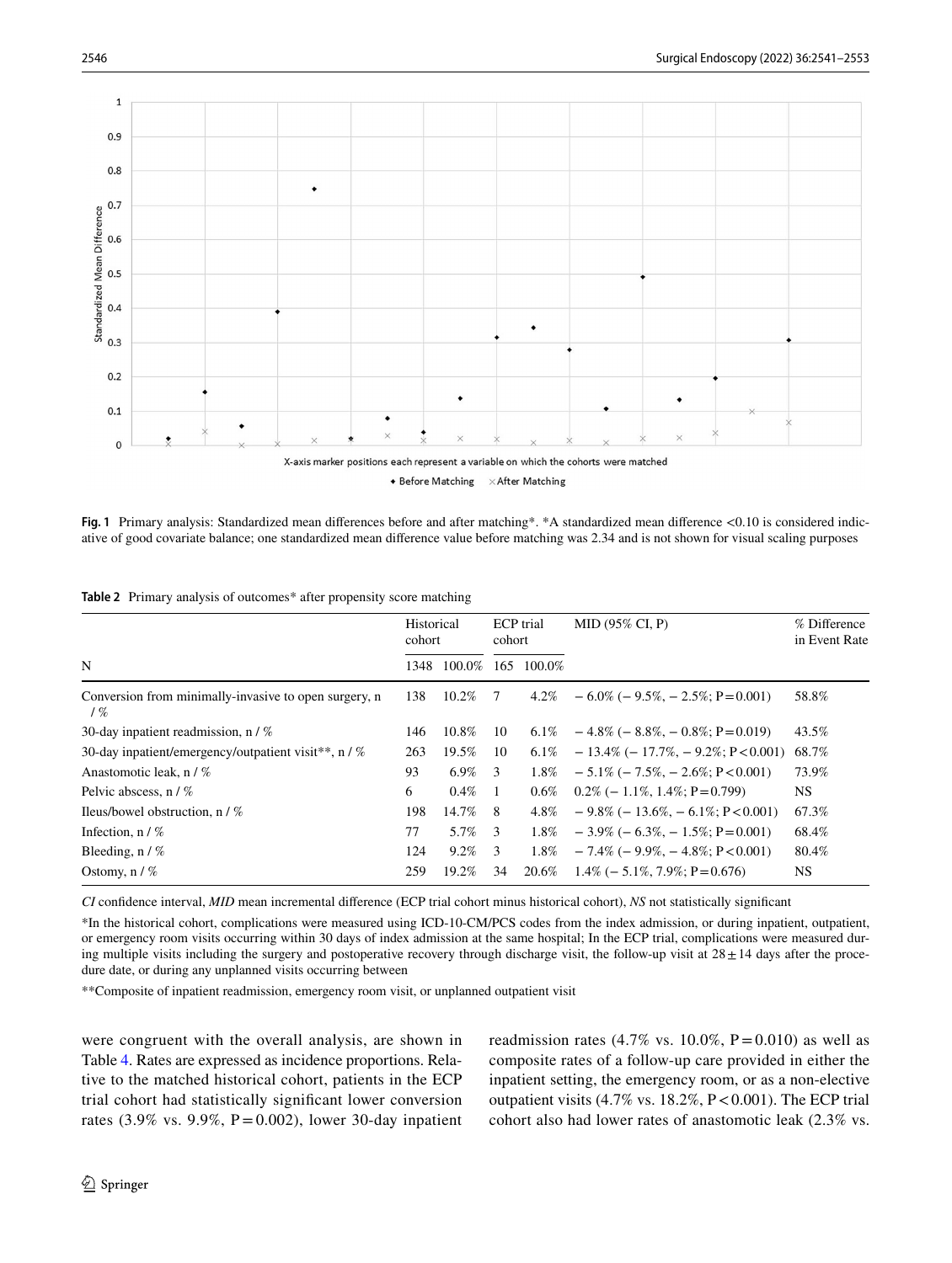Fig. 1 Primary analysis: Standardized mean differences before and after matching*. *A standardized mean difference <0.10 is considered indicative of good covariate balance; one standardized mean difference value before matching was 2.34 and is not shown for visual scaling purposes

**Table 2** Primary analysis of outcomes* after propensity score matching

| N | Historical cohort | | ECP trial cohort | | MID (95% CI, P) | % Difference in Event Rate |
|---|---|---|---|---|---|---|
| | 1348 | 100.0% | 165 | 100.0% | | |
| Conversion from minimally-invasive to open surgery, n / % | 138 | 10.2% | 7 | 4.2% | − 6.0% (− 9.5%, − 2.5%; P = 0.001) | 58.8% |
| 30-day inpatient readmission, n / % | 146 | 10.8% | 10 | 6.1% | − 4.8% (− 8.8%, − 0.8%; P = 0.019) | 43.5% |
| 30-day inpatient/emergency/outpatient visit**, n / % | 263 | 19.5% | 10 | 6.1% | − 13.4% (− 17.7%, − 9.2%; P < 0.001) | 68.7% |
| Anastomotic leak, n / % | 93 | 6.9% | 3 | 1.8% | − 5.1% (− 7.5%, − 2.6%; P < 0.001) | 73.9% |
| Pelvic abscess, n / % | 6 | 0.4% | 1 | 0.6% | 0.2% (− 1.1%, 1.4%; P = 0.799) | NS |
| Ileus/bowel obstruction, n / % | 198 | 14.7% | 8 | 4.8% | − 9.8% (− 13.6%, − 6.1%; P < 0.001) | 67.3% |
| Infection, n / % | 77 | 5.7% | 3 | 1.8% | − 3.9% (− 6.3%, − 1.5%; P = 0.001) | 68.4% |
| Bleeding, n / % | 124 | 9.2% | 3 | 1.8% | − 7.4% (− 9.9%, − 4.8%; P < 0.001) | 80.4% |
| Ostomy, n / % | 259 | 19.2% | 34 | 20.6% | 1.4% (− 5.1%, 7.9%; P = 0.676) | NS |

*CI* confidence interval, *MID* mean incremental difference (ECP trial cohort minus historical cohort), *NS* not statistically significant

*In the historical cohort, complications were measured using ICD-10-CM/PCS codes from the index admission, or during inpatient, outpatient, or emergency room visits occurring within 30 days of index admission at the same hospital; In the ECP trial, complications were measured during multiple visits including the surgery and postoperative recovery through discharge visit, the follow-up visit at 28 ± 14 days after the procedure date, or during any unplanned visits occurring between

**Composite of inpatient readmission, emergency room visit, or unplanned outpatient visit

were congruent with the overall analysis, are shown in Table 4. Rates are expressed as incidence proportions. Relative to the matched historical cohort, patients in the ECP trial cohort had statistically significant lower conversion rates (3.9% vs. 9.9%, P = 0.002), lower 30-day inpatient readmission rates (4.7% vs. 10.0%, P = 0.010) as well as composite rates of a follow-up care provided in either the inpatient setting, the emergency room, or as a non-elective outpatient visits (4.7% vs. 18.2%, P < 0.001). The ECP trial cohort also had lower rates of anastomotic leak (2.3% vs.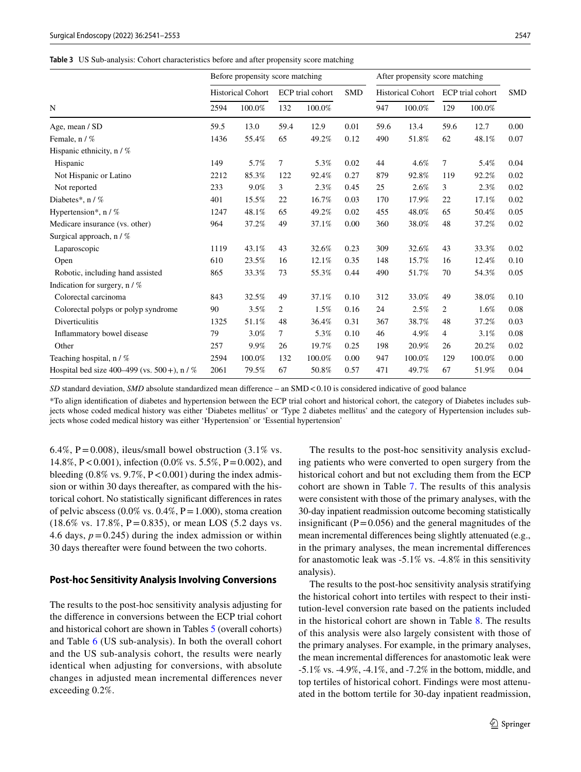**Table 3** US Sub-analysis: Cohort characteristics before and after propensity score matching

| | Before propensity score matching | | | | | After propensity score matching | | | | |
|---|---|---|---|---|---|---|---|---|---|---|
| | Historical Cohort | | ECP trial cohort | | SMD | Historical Cohort | | ECP trial cohort | | SMD |
| N | 2594 | 100.0% | 132 | 100.0% | | 947 | 100.0% | 129 | 100.0% | |
| Age, mean / SD | 59.5 | 13.0 | 59.4 | 12.9 | 0.01 | 59.6 | 13.4 | 59.6 | 12.7 | 0.00 |
| Female, n / % | 1436 | 55.4% | 65 | 49.2% | 0.12 | 490 | 51.8% | 62 | 48.1% | 0.07 |
| Hispanic ethnicity, n / % | | | | | | | | | | |
| Hispanic | 149 | 5.7% | 7 | 5.3% | 0.02 | 44 | 4.6% | 7 | 5.4% | 0.04 |
| Not Hispanic or Latino | 2212 | 85.3% | 122 | 92.4% | 0.27 | 879 | 92.8% | 119 | 92.2% | 0.02 |
| Not reported | 233 | 9.0% | 3 | 2.3% | 0.45 | 25 | 2.6% | 3 | 2.3% | 0.02 |
| Diabetes*, n / % | 401 | 15.5% | 22 | 16.7% | 0.03 | 170 | 17.9% | 22 | 17.1% | 0.02 |
| Hypertension*, n / % | 1247 | 48.1% | 65 | 49.2% | 0.02 | 455 | 48.0% | 65 | 50.4% | 0.05 |
| Medicare insurance (vs. other) | 964 | 37.2% | 49 | 37.1% | 0.00 | 360 | 38.0% | 48 | 37.2% | 0.02 |
| Surgical approach, n / % | | | | | | | | | | |
| Laparoscopic | 1119 | 43.1% | 43 | 32.6% | 0.23 | 309 | 32.6% | 43 | 33.3% | 0.02 |
| Open | 610 | 23.5% | 16 | 12.1% | 0.35 | 148 | 15.7% | 16 | 12.4% | 0.10 |
| Robotic, including hand assisted | 865 | 33.3% | 73 | 55.3% | 0.44 | 490 | 51.7% | 70 | 54.3% | 0.05 |
| Indication for surgery, n / % | | | | | | | | | | |
| Colorectal carcinoma | 843 | 32.5% | 49 | 37.1% | 0.10 | 312 | 33.0% | 49 | 38.0% | 0.10 |
| Colorectal polyps or polyp syndrome | 90 | 3.5% | 2 | 1.5% | 0.16 | 24 | 2.5% | 2 | 1.6% | 0.08 |
| Diverticulitis | 1325 | 51.1% | 48 | 36.4% | 0.31 | 367 | 38.7% | 48 | 37.2% | 0.03 |
| Inflammatory bowel disease | 79 | 3.0% | 7 | 5.3% | 0.10 | 46 | 4.9% | 4 | 3.1% | 0.08 |
| Other | 257 | 9.9% | 26 | 19.7% | 0.25 | 198 | 20.9% | 26 | 20.2% | 0.02 |
| Teaching hospital, n / % | 2594 | 100.0% | 132 | 100.0% | 0.00 | 947 | 100.0% | 129 | 100.0% | 0.00 |
| Hospital bed size 400–499 (vs. 500+), n / % | 2061 | 79.5% | 67 | 50.8% | 0.57 | 471 | 49.7% | 67 | 51.9% | 0.04 |

*SD* standard deviation, *SMD* absolute standardized mean difference – an SMD < 0.10 is considered indicative of good balance

*To align identification of diabetes and hypertension between the ECP trial cohort and historical cohort, the category of Diabetes includes subjects whose coded medical history was either 'Diabetes mellitus' or 'Type 2 diabetes mellitus' and the category of Hypertension includes subjects whose coded medical history was either 'Hypertension' or 'Essential hypertension'

6.4%, P = 0.008), ileus/small bowel obstruction (3.1% vs. 14.8%, P < 0.001), infection (0.0% vs. 5.5%, P = 0.002), and bleeding (0.8% vs. 9.7%, P < 0.001) during the index admission or within 30 days thereafter, as compared with the historical cohort. No statistically significant differences in rates of pelvic abscess (0.0% vs. 0.4%, P = 1.000), stoma creation (18.6% vs. 17.8%, P = 0.835), or mean LOS (5.2 days vs. 4.6 days, $p = 0.245$) during the index admission or within 30 days thereafter were found between the two cohorts.

### Post-hoc Sensitivity Analysis Involving Conversions

The results to the post-hoc sensitivity analysis adjusting for the difference in conversions between the ECP trial cohort and historical cohort are shown in Tables 5 (overall cohorts) and Table 6 (US sub-analysis). In both the overall cohort and the US sub-analysis cohort, the results were nearly identical when adjusting for conversions, with absolute changes in adjusted mean incremental differences never exceeding 0.2%.

The results to the post-hoc sensitivity analysis excluding patients who were converted to open surgery from the historical cohort and but not excluding them from the ECP cohort are shown in Table 7. The results of this analysis were consistent with those of the primary analyses, with the 30-day inpatient readmission outcome becoming statistically insignificant (P = 0.056) and the general magnitudes of the mean incremental differences being slightly attenuated (e.g., in the primary analyses, the mean incremental differences for anastomotic leak was -5.1% vs. -4.8% in this sensitivity analysis).

The results to the post-hoc sensitivity analysis stratifying the historical cohort into tertiles with respect to their institution-level conversion rate based on the patients included in the historical cohort are shown in Table 8. The results of this analysis were also largely consistent with those of the primary analyses. For example, in the primary analyses, the mean incremental differences for anastomotic leak were -5.1% vs. -4.9%, -4.1%, and -7.2% in the bottom, middle, and top tertiles of historical cohort. Findings were most attenuated in the bottom tertile for 30-day inpatient readmission,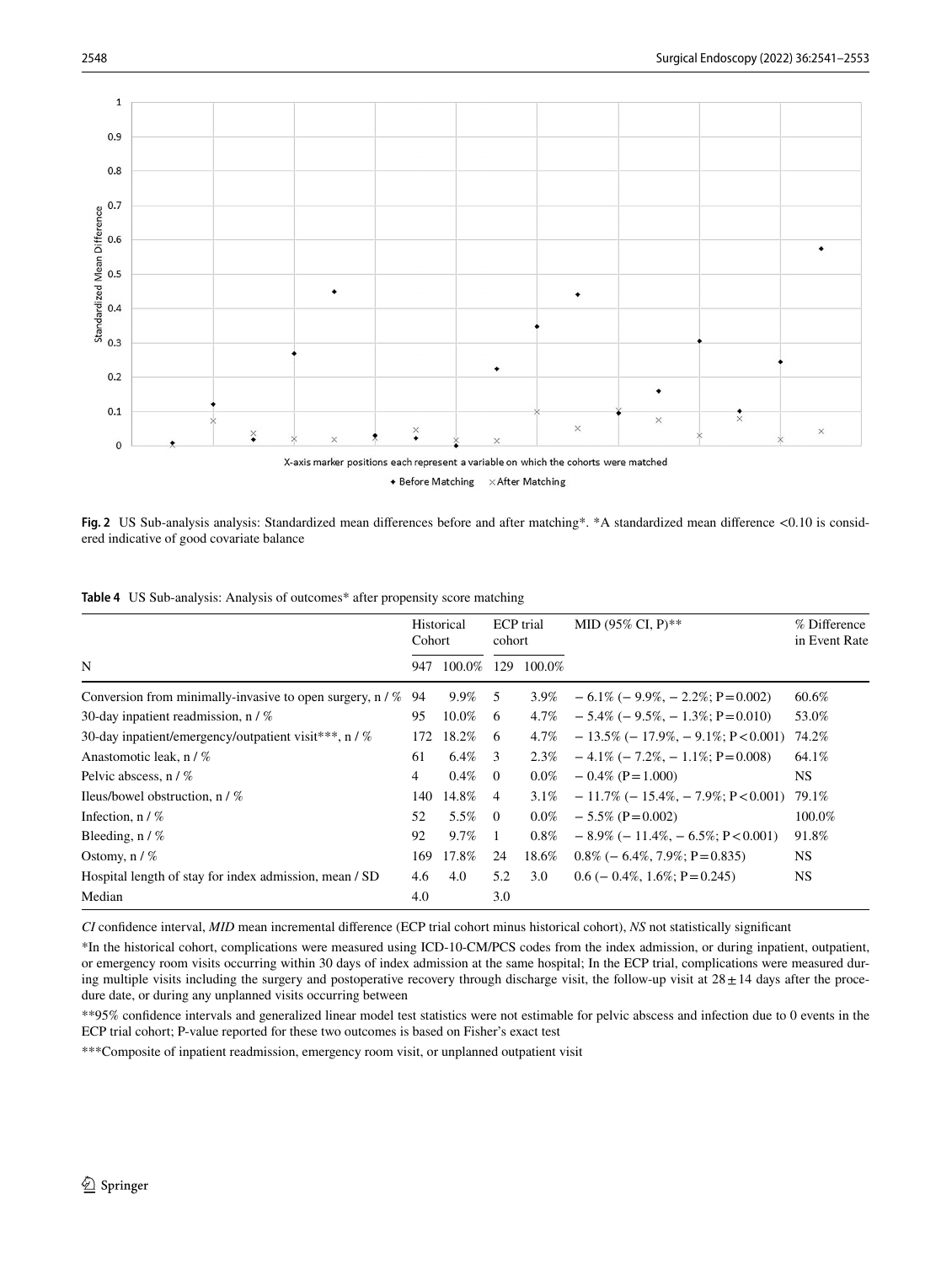**Fig. 2** US Sub-analysis analysis: Standardized mean differences before and after matching*. *A standardized mean difference <0.10 is considered indicative of good covariate balance

**Table 4** US Sub-analysis: Analysis of outcomes* after propensity score matching

| | Historical Cohort | | ECP trial cohort | | MID (95% CI, P)** | % Difference in Event Rate |
|---|---|---|---|---|---|---|
| N | 947 | 100.0% | 129 | 100.0% | | |
| Conversion from minimally-invasive to open surgery, n / % | 94 | 9.9% | 5 | 3.9% | − 6.1% (− 9.9%, − 2.2%; P = 0.002) | 60.6% |
| 30-day inpatient readmission, n / % | 95 | 10.0% | 6 | 4.7% | − 5.4% (− 9.5%, − 1.3%; P = 0.010) | 53.0% |
| 30-day inpatient/emergency/outpatient visit***, n / % | 172 | 18.2% | 6 | 4.7% | − 13.5% (− 17.9%, − 9.1%; P < 0.001) | 74.2% |
| Anastomotic leak, n / % | 61 | 6.4% | 3 | 2.3% | − 4.1% (− 7.2%, − 1.1%; P = 0.008) | 64.1% |
| Pelvic abscess, n / % | 4 | 0.4% | 0 | 0.0% | − 0.4% (P = 1.000) | NS |
| Ileus/bowel obstruction, n / % | 140 | 14.8% | 4 | 3.1% | − 11.7% (− 15.4%, − 7.9%; P < 0.001) | 79.1% |
| Infection, n / % | 52 | 5.5% | 0 | 0.0% | − 5.5% (P = 0.002) | 100.0% |
| Bleeding, n / % | 92 | 9.7% | 1 | 0.8% | − 8.9% (− 11.4%, − 6.5%; P < 0.001) | 91.8% |
| Ostomy, n / % | 169 | 17.8% | 24 | 18.6% | 0.8% (− 6.4%, 7.9%; P = 0.835) | NS |
| Hospital length of stay for index admission, mean / SD | 4.6 | 4.0 | 5.2 | 3.0 | 0.6 (− 0.4%, 1.6%; P = 0.245) | NS |
| Median | 4.0 | | 3.0 | | | |

*CI* confidence interval, *MID* mean incremental difference (ECP trial cohort minus historical cohort), *NS* not statistically significant

*In the historical cohort, complications were measured using ICD-10-CM/PCS codes from the index admission, or during inpatient, outpatient, or emergency room visits occurring within 30 days of index admission at the same hospital; In the ECP trial, complications were measured during multiple visits including the surgery and postoperative recovery through discharge visit, the follow-up visit at 28 ± 14 days after the procedure date, or during any unplanned visits occurring between

**95% confidence intervals and generalized linear model test statistics were not estimable for pelvic abscess and infection due to 0 events in the ECP trial cohort; P-value reported for these two outcomes is based on Fisher's exact test

***Composite of inpatient readmission, emergency room visit, or unplanned outpatient visit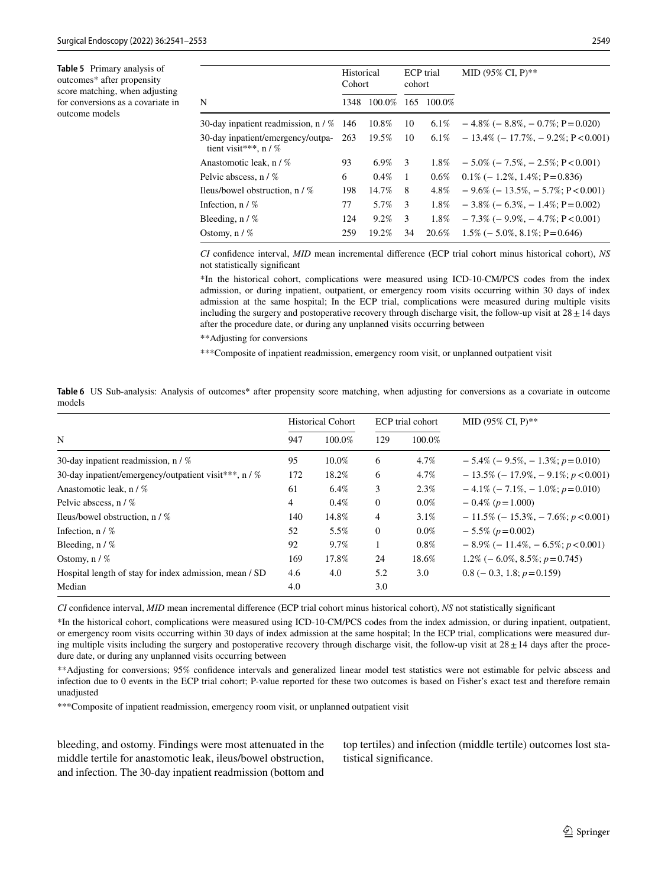**Table 5** Primary analysis of outcomes* after propensity score matching, when adjusting for conversions as a covariate in outcome models

| | Historical Cohort | | ECP trial cohort | | MID (95% CI, P)** |
|---|---|---|---|---|---|
| N | 1348 | 100.0% | 165 | 100.0% | |
| 30-day inpatient readmission, n / % | 146 | 10.8% | 10 | 6.1% | − 4.8% (− 8.8%, − 0.7%; P = 0.020) |
| 30-day inpatient/emergency/outpatient visit***, n / % | 263 | 19.5% | 10 | 6.1% | − 13.4% (− 17.7%, − 9.2%; P < 0.001) |
| Anastomotic leak, n / % | 93 | 6.9% | 3 | 1.8% | − 5.0% (− 7.5%, − 2.5%; P < 0.001) |
| Pelvic abscess, n / % | 6 | 0.4% | 1 | 0.6% | 0.1% (− 1.2%, 1.4%; P = 0.836) |
| Ileus/bowel obstruction, n / % | 198 | 14.7% | 8 | 4.8% | − 9.6% (− 13.5%, − 5.7%; P < 0.001) |
| Infection, n / % | 77 | 5.7% | 3 | 1.8% | − 3.8% (− 6.3%, − 1.4%; P = 0.002) |
| Bleeding, n / % | 124 | 9.2% | 3 | 1.8% | − 7.3% (− 9.9%, − 4.7%; P < 0.001) |
| Ostomy, n / % | 259 | 19.2% | 34 | 20.6% | 1.5% (− 5.0%, 8.1%; P = 0.646) |

*CI* confidence interval, *MID* mean incremental difference (ECP trial cohort minus historical cohort), *NS* not statistically significant

*In the historical cohort, complications were measured using ICD-10-CM/PCS codes from the index admission, or during inpatient, outpatient, or emergency room visits occurring within 30 days of index admission at the same hospital; In the ECP trial, complications were measured during multiple visits including the surgery and postoperative recovery through discharge visit, the follow-up visit at 28 ± 14 days after the procedure date, or during any unplanned visits occurring between

**Adjusting for conversions

***Composite of inpatient readmission, emergency room visit, or unplanned outpatient visit

**Table 6** US Sub-analysis: Analysis of outcomes* after propensity score matching, when adjusting for conversions as a covariate in outcome models

| | Historical Cohort | | ECP trial cohort | | MID (95% CI, P)** |
|---|---|---|---|---|---|
| N | 947 | 100.0% | 129 | 100.0% | |
| 30-day inpatient readmission, n / % | 95 | 10.0% | 6 | 4.7% | − 5.4% (− 9.5%, − 1.3%; *p* = 0.010) |
| 30-day inpatient/emergency/outpatient visit***, n / % | 172 | 18.2% | 6 | 4.7% | − 13.5% (− 17.9%, − 9.1%; *p* < 0.001) |
| Anastomotic leak, n / % | 61 | 6.4% | 3 | 2.3% | − 4.1% (− 7.1%, − 1.0%; *p* = 0.010) |
| Pelvic abscess, n / % | 4 | 0.4% | 0 | 0.0% | − 0.4% (*p* = 1.000) |
| Ileus/bowel obstruction, n / % | 140 | 14.8% | 4 | 3.1% | − 11.5% (− 15.3%, − 7.6%; *p* < 0.001) |
| Infection, n / % | 52 | 5.5% | 0 | 0.0% | − 5.5% (*p* = 0.002) |
| Bleeding, n / % | 92 | 9.7% | 1 | 0.8% | − 8.9% (− 11.4%, − 6.5%; *p* < 0.001) |
| Ostomy, n / % | 169 | 17.8% | 24 | 18.6% | 1.2% (− 6.0%, 8.5%; *p* = 0.745) |
| Hospital length of stay for index admission, mean / SD | 4.6 | 4.0 | 5.2 | 3.0 | 0.8 (− 0.3, 1.8; *p* = 0.159) |
| Median | 4.0 | | 3.0 | | |

*CI* confidence interval, *MID* mean incremental difference (ECP trial cohort minus historical cohort), *NS* not statistically significant

*In the historical cohort, complications were measured using ICD-10-CM/PCS codes from the index admission, or during inpatient, outpatient, or emergency room visits occurring within 30 days of index admission at the same hospital; In the ECP trial, complications were measured during multiple visits including the surgery and postoperative recovery through discharge visit, the follow-up visit at 28 ± 14 after the procedure date, or during any unplanned visits occurring between

**Adjusting for conversions; 95% confidence intervals and generalized linear model test statistics were not estimable for pelvic abscess and infection due to 0 events in the ECP trial cohort; P-value reported for these two outcomes is based on Fisher's exact test and therefore remain unadjusted

***Composite of inpatient readmission, emergency room visit, or unplanned outpatient visit

bleeding, and ostomy. Findings were most attenuated in the middle tertile for anastomotic leak, ileus/bowel obstruction, and infection. The 30-day inpatient readmission (bottom and top tertiles) and infection (middle tertile) outcomes lost statistical significance.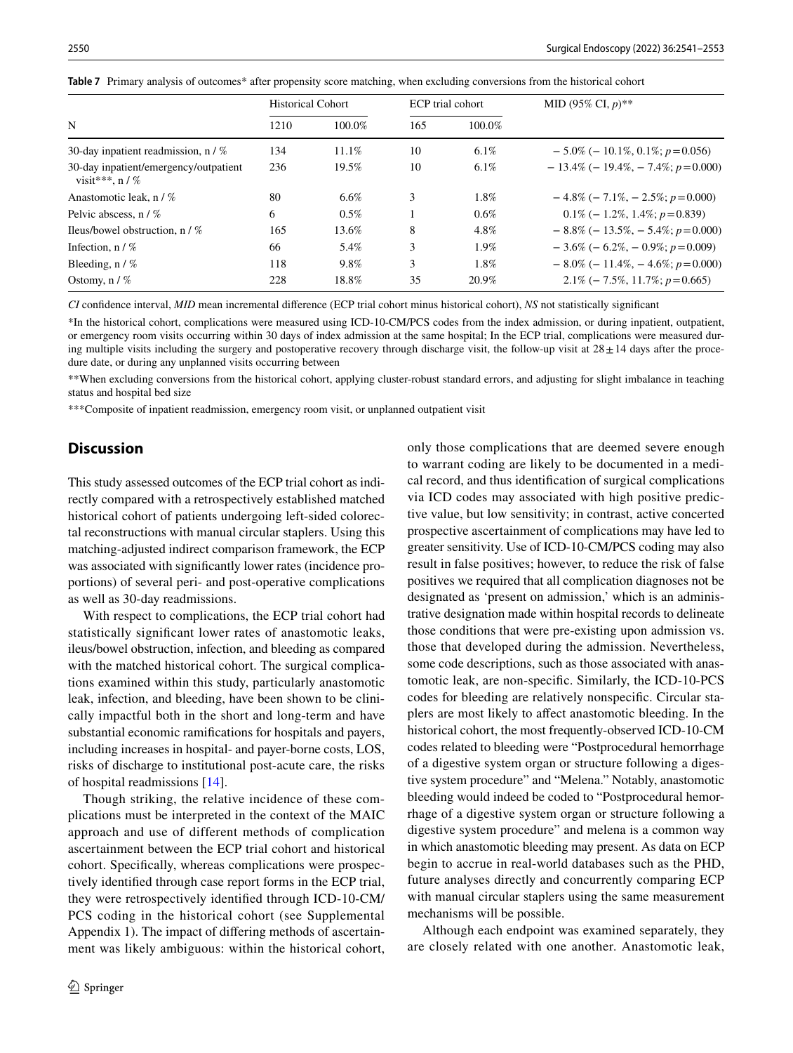**Table 7** Primary analysis of outcomes* after propensity score matching, when excluding conversions from the historical cohort

| | Historical Cohort | | ECP trial cohort | | MID (95% CI, *p*)** |
|---|---|---|---|---|---|
| N | 1210 | 100.0% | 165 | 100.0% | |
| 30-day inpatient readmission, n / % | 134 | 11.1% | 10 | 6.1% | − 5.0% (− 10.1%, 0.1%; *p* = 0.056) |
| 30-day inpatient/emergency/outpatient visit***, n / % | 236 | 19.5% | 10 | 6.1% | − 13.4% (− 19.4%, − 7.4%; *p* = 0.000) |
| Anastomotic leak, n / % | 80 | 6.6% | 3 | 1.8% | − 4.8% (− 7.1%, − 2.5%; *p* = 0.000) |
| Pelvic abscess, n / % | 6 | 0.5% | 1 | 0.6% | 0.1% (− 1.2%, 1.4%; *p* = 0.839) |
| Ileus/bowel obstruction, n / % | 165 | 13.6% | 8 | 4.8% | − 8.8% (− 13.5%, − 5.4%; *p* = 0.000) |
| Infection, n / % | 66 | 5.4% | 3 | 1.9% | − 3.6% (− 6.2%, − 0.9%; *p* = 0.009) |
| Bleeding, n / % | 118 | 9.8% | 3 | 1.8% | − 8.0% (− 11.4%, − 4.6%; *p* = 0.000) |
| Ostomy, n / % | 228 | 18.8% | 35 | 20.9% | 2.1% (− 7.5%, 11.7%; *p* = 0.665) |

*CI* confidence interval, *MID* mean incremental difference (ECP trial cohort minus historical cohort), *NS* not statistically significant

*In the historical cohort, complications were measured using ICD-10-CM/PCS codes from the index admission, or during inpatient, outpatient, or emergency room visits occurring within 30 days of index admission at the same hospital; In the ECP trial, complications were measured during multiple visits including the surgery and postoperative recovery through discharge visit, the follow-up visit at 28 ± 14 days after the procedure date, or during any unplanned visits occurring between

**When excluding conversions from the historical cohort, applying cluster-robust standard errors, and adjusting for slight imbalance in teaching status and hospital bed size

***Composite of inpatient readmission, emergency room visit, or unplanned outpatient visit

## Discussion

This study assessed outcomes of the ECP trial cohort as indirectly compared with a retrospectively established matched historical cohort of patients undergoing left-sided colorectal reconstructions with manual circular staplers. Using this matching-adjusted indirect comparison framework, the ECP was associated with significantly lower rates (incidence proportions) of several peri- and post-operative complications as well as 30-day readmissions.

With respect to complications, the ECP trial cohort had statistically significant lower rates of anastomotic leaks, ileus/bowel obstruction, infection, and bleeding as compared with the matched historical cohort. The surgical complications examined within this study, particularly anastomotic leak, infection, and bleeding, have been shown to be clinically impactful both in the short and long-term and have substantial economic ramifications for hospitals and payers, including increases in hospital- and payer-borne costs, LOS, risks of discharge to institutional post-acute care, the risks of hospital readmissions [14].

Though striking, the relative incidence of these complications must be interpreted in the context of the MAIC approach and use of different methods of complication ascertainment between the ECP trial cohort and historical cohort. Specifically, whereas complications were prospectively identified through case report forms in the ECP trial, they were retrospectively identified through ICD-10-CM/PCS coding in the historical cohort (see Supplemental Appendix 1). The impact of differing methods of ascertainment was likely ambiguous: within the historical cohort, only those complications that are deemed severe enough to warrant coding are likely to be documented in a medical record, and thus identification of surgical complications via ICD codes may associated with high positive predictive value, but low sensitivity; in contrast, active concerted prospective ascertainment of complications may have led to greater sensitivity. Use of ICD-10-CM/PCS coding may also result in false positives; however, to reduce the risk of false positives we required that all complication diagnoses not be designated as 'present on admission,' which is an administrative designation made within hospital records to delineate those conditions that were pre-existing upon admission vs. those that developed during the admission. Nevertheless, some code descriptions, such as those associated with anastomotic leak, are non-specific. Similarly, the ICD-10-PCS codes for bleeding are relatively nonspecific. Circular staplers are most likely to affect anastomotic bleeding. In the historical cohort, the most frequently-observed ICD-10-CM codes related to bleeding were "Postprocedural hemorrhage of a digestive system organ or structure following a digestive system procedure" and "Melena." Notably, anastomotic bleeding would indeed be coded to "Postprocedural hemorrhage of a digestive system organ or structure following a digestive system procedure" and melena is a common way in which anastomotic bleeding may present. As data on ECP begin to accrue in real-world databases such as the PHD, future analyses directly and concurrently comparing ECP with manual circular staplers using the same measurement mechanisms will be possible.

Although each endpoint was examined separately, they are closely related with one another. Anastomotic leak,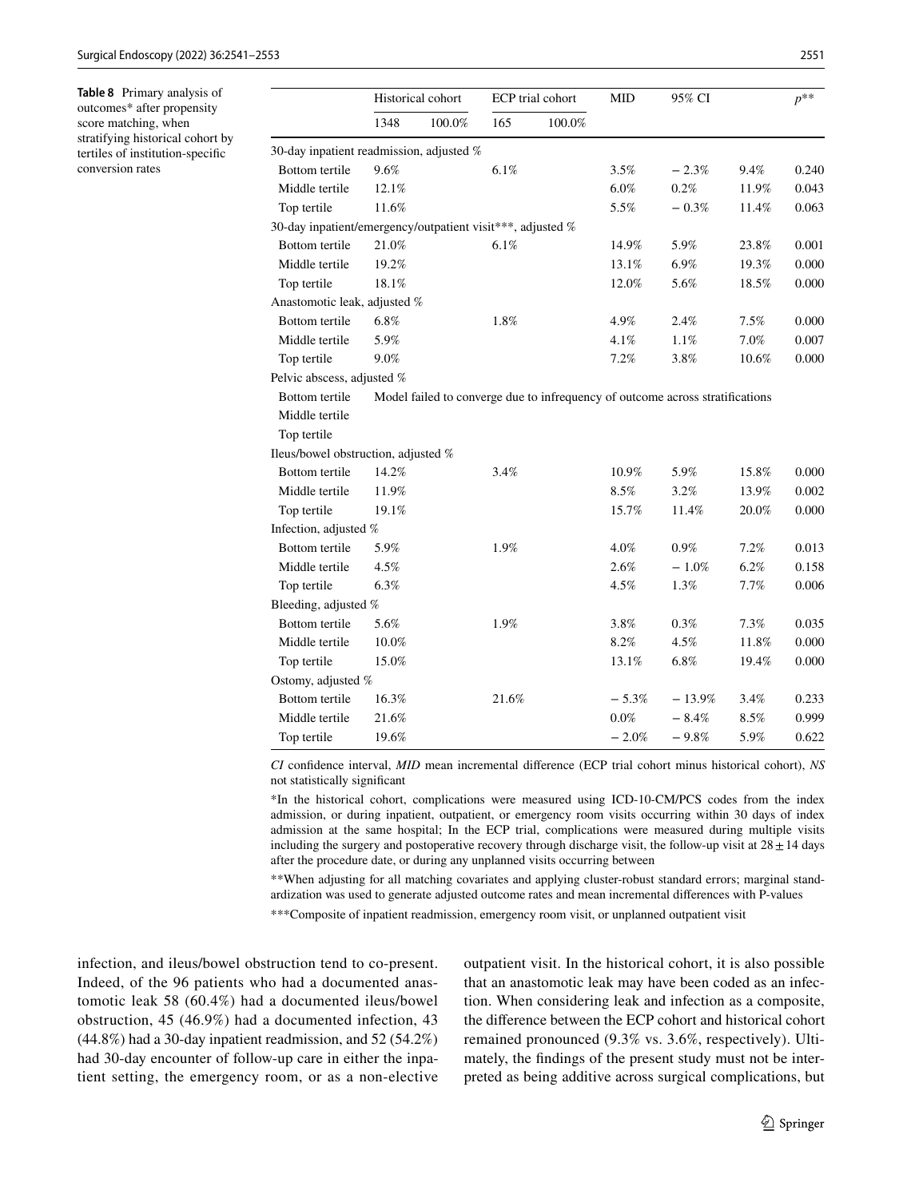**Table 8** Primary analysis of outcomes* after propensity score matching, when stratifying historical cohort by tertiles of institution-specific conversion rates

| | Historical cohort | | ECP trial cohort | | MID | 95% CI | | $p$** |
|---|---|---|---|---|---|---|---|---|
| | 1348 | 100.0% | 165 | 100.0% | | | | |
| 30-day inpatient readmission, adjusted % | | | | | | | | |
| Bottom tertile | 9.6% | | 6.1% | | 3.5% | − 2.3% | 9.4% | 0.240 |
| Middle tertile | 12.1% | | | | 6.0% | 0.2% | 11.9% | 0.043 |
| Top tertile | 11.6% | | | | 5.5% | − 0.3% | 11.4% | 0.063 |
| 30-day inpatient/emergency/outpatient visit***, adjusted % | | | | | | | | |
| Bottom tertile | 21.0% | | 6.1% | | 14.9% | 5.9% | 23.8% | 0.001 |
| Middle tertile | 19.2% | | | | 13.1% | 6.9% | 19.3% | 0.000 |
| Top tertile | 18.1% | | | | 12.0% | 5.6% | 18.5% | 0.000 |
| Anastomotic leak, adjusted % | | | | | | | | |
| Bottom tertile | 6.8% | | 1.8% | | 4.9% | 2.4% | 7.5% | 0.000 |
| Middle tertile | 5.9% | | | | 4.1% | 1.1% | 7.0% | 0.007 |
| Top tertile | 9.0% | | | | 7.2% | 3.8% | 10.6% | 0.000 |
| Pelvic abscess, adjusted % | | | | | | | | |
| Bottom tertile | Model failed to converge due to infrequency of outcome across stratifications | | | | | | | |
| Middle tertile | | | | | | | | |
| Top tertile | | | | | | | | |
| Ileus/bowel obstruction, adjusted % | | | | | | | | |
| Bottom tertile | 14.2% | | 3.4% | | 10.9% | 5.9% | 15.8% | 0.000 |
| Middle tertile | 11.9% | | | | 8.5% | 3.2% | 13.9% | 0.002 |
| Top tertile | 19.1% | | | | 15.7% | 11.4% | 20.0% | 0.000 |
| Infection, adjusted % | | | | | | | | |
| Bottom tertile | 5.9% | | 1.9% | | 4.0% | 0.9% | 7.2% | 0.013 |
| Middle tertile | 4.5% | | | | 2.6% | − 1.0% | 6.2% | 0.158 |
| Top tertile | 6.3% | | | | 4.5% | 1.3% | 7.7% | 0.006 |
| Bleeding, adjusted % | | | | | | | | |
| Bottom tertile | 5.6% | | 1.9% | | 3.8% | 0.3% | 7.3% | 0.035 |
| Middle tertile | 10.0% | | | | 8.2% | 4.5% | 11.8% | 0.000 |
| Top tertile | 15.0% | | | | 13.1% | 6.8% | 19.4% | 0.000 |
| Ostomy, adjusted % | | | | | | | | |
| Bottom tertile | 16.3% | | 21.6% | | − 5.3% | − 13.9% | 3.4% | 0.233 |
| Middle tertile | 21.6% | | | | 0.0% | − 8.4% | 8.5% | 0.999 |
| Top tertile | 19.6% | | | | − 2.0% | − 9.8% | 5.9% | 0.622 |

*CI* confidence interval, *MID* mean incremental difference (ECP trial cohort minus historical cohort), *NS* not statistically significant

*In the historical cohort, complications were measured using ICD-10-CM/PCS codes from the index admission, or during inpatient, outpatient, or emergency room visits occurring within 30 days of index admission at the same hospital; In the ECP trial, complications were measured during multiple visits including the surgery and postoperative recovery through discharge visit, the follow-up visit at $28 \pm 14$ days after the procedure date, or during any unplanned visits occurring between

**When adjusting for all matching covariates and applying cluster-robust standard errors; marginal standardization was used to generate adjusted outcome rates and mean incremental differences with P-values

***Composite of inpatient readmission, emergency room visit, or unplanned outpatient visit

infection, and ileus/bowel obstruction tend to co-present. Indeed, of the 96 patients who had a documented anastomotic leak 58 (60.4%) had a documented ileus/bowel obstruction, 45 (46.9%) had a documented infection, 43 (44.8%) had a 30-day inpatient readmission, and 52 (54.2%) had 30-day encounter of follow-up care in either the inpatient setting, the emergency room, or as a non-elective outpatient visit. In the historical cohort, it is also possible that an anastomotic leak may have been coded as an infection. When considering leak and infection as a composite, the difference between the ECP cohort and historical cohort remained pronounced (9.3% vs. 3.6%, respectively). Ultimately, the findings of the present study must not be interpreted as being additive across surgical complications, but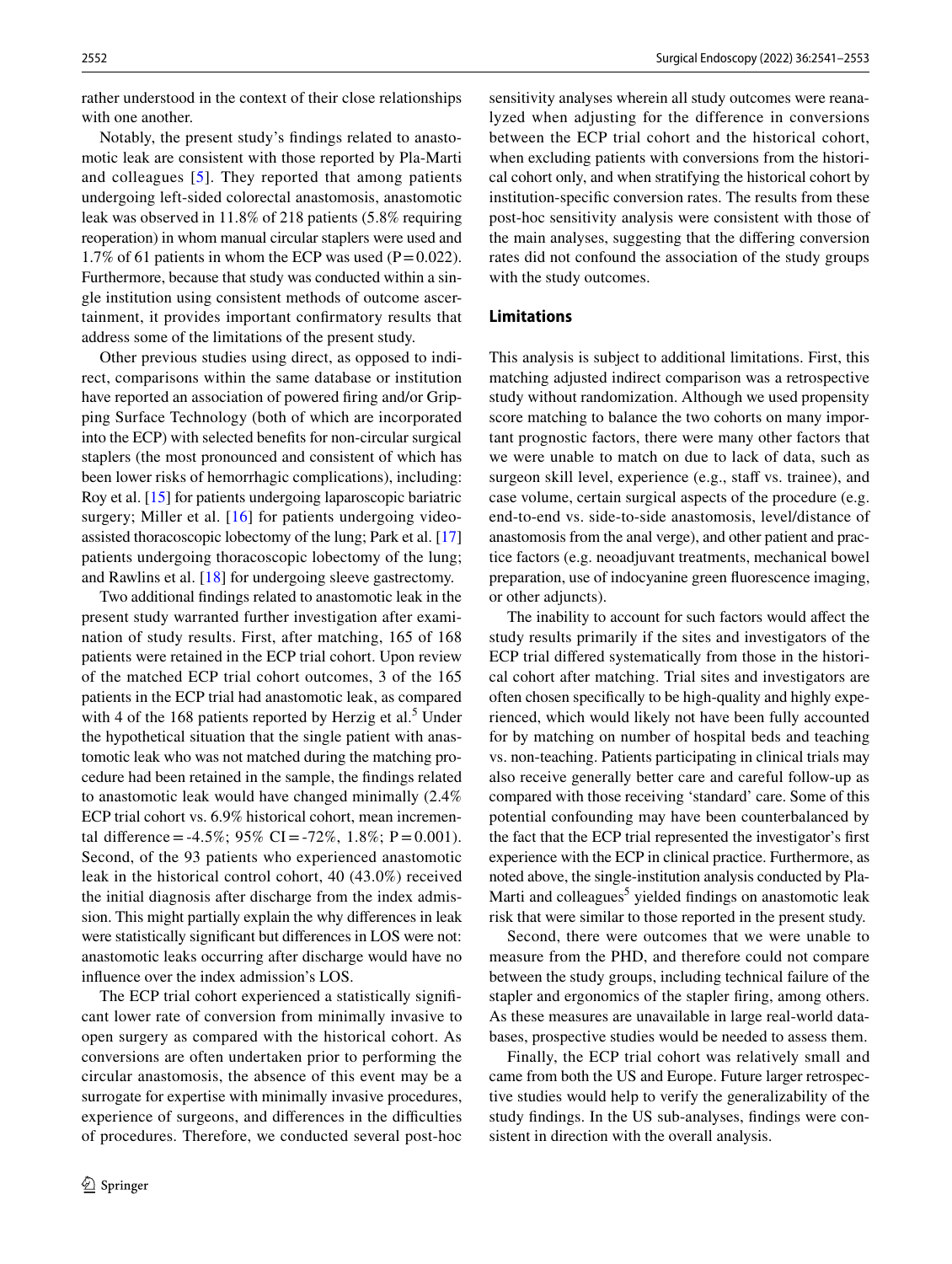rather understood in the context of their close relationships with one another.

Notably, the present study's findings related to anastomotic leak are consistent with those reported by Pla-Marti and colleagues [5]. They reported that among patients undergoing left-sided colorectal anastomosis, anastomotic leak was observed in 11.8% of 218 patients (5.8% requiring reoperation) in whom manual circular staplers were used and 1.7% of 61 patients in whom the ECP was used (P = 0.022). Furthermore, because that study was conducted within a single institution using consistent methods of outcome ascertainment, it provides important confirmatory results that address some of the limitations of the present study.

Other previous studies using direct, as opposed to indirect, comparisons within the same database or institution have reported an association of powered firing and/or Gripping Surface Technology (both of which are incorporated into the ECP) with selected benefits for non-circular surgical staplers (the most pronounced and consistent of which has been lower risks of hemorrhagic complications), including: Roy et al. [15] for patients undergoing laparoscopic bariatric surgery; Miller et al. [16] for patients undergoing video-assisted thoracoscopic lobectomy of the lung; Park et al. [17] patients undergoing thoracoscopic lobectomy of the lung; and Rawlins et al. [18] for undergoing sleeve gastrectomy.

Two additional findings related to anastomotic leak in the present study warranted further investigation after examination of study results. First, after matching, 165 of 168 patients were retained in the ECP trial cohort. Upon review of the matched ECP trial cohort outcomes, 3 of the 165 patients in the ECP trial had anastomotic leak, as compared with 4 of the 168 patients reported by Herzig et al.[5] Under the hypothetical situation that the single patient with anastomotic leak who was not matched during the matching procedure had been retained in the sample, the findings related to anastomotic leak would have changed minimally (2.4% ECP trial cohort vs. 6.9% historical cohort, mean incremental difference = -4.5%; 95% CI = -72%, 1.8%; P = 0.001). Second, of the 93 patients who experienced anastomotic leak in the historical control cohort, 40 (43.0%) received the initial diagnosis after discharge from the index admission. This might partially explain the why differences in leak were statistically significant but differences in LOS were not: anastomotic leaks occurring after discharge would have no influence over the index admission's LOS.

The ECP trial cohort experienced a statistically significant lower rate of conversion from minimally invasive to open surgery as compared with the historical cohort. As conversions are often undertaken prior to performing the circular anastomosis, the absence of this event may be a surrogate for expertise with minimally invasive procedures, experience of surgeons, and differences in the difficulties of procedures. Therefore, we conducted several post-hoc sensitivity analyses wherein all study outcomes were reanalyzed when adjusting for the difference in conversions between the ECP trial cohort and the historical cohort, when excluding patients with conversions from the historical cohort only, and when stratifying the historical cohort by institution-specific conversion rates. The results from these post-hoc sensitivity analysis were consistent with those of the main analyses, suggesting that the differing conversion rates did not confound the association of the study groups with the study outcomes.

## Limitations

This analysis is subject to additional limitations. First, this matching adjusted indirect comparison was a retrospective study without randomization. Although we used propensity score matching to balance the two cohorts on many important prognostic factors, there were many other factors that we were unable to match on due to lack of data, such as surgeon skill level, experience (e.g., staff vs. trainee), and case volume, certain surgical aspects of the procedure (e.g. end-to-end vs. side-to-side anastomosis, level/distance of anastomosis from the anal verge), and other patient and practice factors (e.g. neoadjuvant treatments, mechanical bowel preparation, use of indocyanine green fluorescence imaging, or other adjuncts).

The inability to account for such factors would affect the study results primarily if the sites and investigators of the ECP trial differed systematically from those in the historical cohort after matching. Trial sites and investigators are often chosen specifically to be high-quality and highly experienced, which would likely not have been fully accounted for by matching on number of hospital beds and teaching vs. non-teaching. Patients participating in clinical trials may also receive generally better care and careful follow-up as compared with those receiving 'standard' care. Some of this potential confounding may have been counterbalanced by the fact that the ECP trial represented the investigator's first experience with the ECP in clinical practice. Furthermore, as noted above, the single-institution analysis conducted by Pla-Marti and colleagues[5] yielded findings on anastomotic leak risk that were similar to those reported in the present study.

Second, there were outcomes that we were unable to measure from the PHD, and therefore could not compare between the study groups, including technical failure of the stapler and ergonomics of the stapler firing, among others. As these measures are unavailable in large real-world databases, prospective studies would be needed to assess them.

Finally, the ECP trial cohort was relatively small and came from both the US and Europe. Future larger retrospective studies would help to verify the generalizability of the study findings. In the US sub-analyses, findings were consistent in direction with the overall analysis.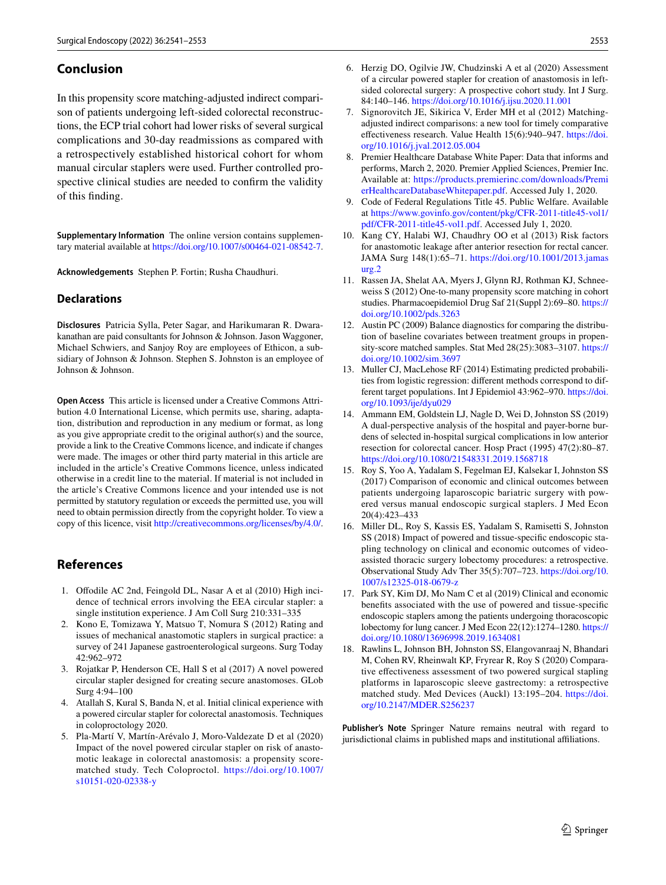## Conclusion

In this propensity score matching-adjusted indirect comparison of patients undergoing left-sided colorectal reconstructions, the ECP trial cohort had lower risks of several surgical complications and 30-day readmissions as compared with a retrospectively established historical cohort for whom manual circular staplers were used. Further controlled prospective clinical studies are needed to confirm the validity of this finding.

**Supplementary Information** The online version contains supplementary material available at https://doi.org/10.1007/s00464-021-08542-7.

**Acknowledgements** Stephen P. Fortin; Rusha Chaudhuri.

## Declarations

**Disclosures** Patricia Sylla, Peter Sagar, and Harikumaran R. Dwarakanathan are paid consultants for Johnson & Johnson. Jason Waggoner, Michael Schwiers, and Sanjoy Roy are employees of Ethicon, a subsidiary of Johnson & Johnson. Stephen S. Johnston is an employee of Johnson & Johnson.

**Open Access** This article is licensed under a Creative Commons Attribution 4.0 International License, which permits use, sharing, adaptation, distribution and reproduction in any medium or format, as long as you give appropriate credit to the original author(s) and the source, provide a link to the Creative Commons licence, and indicate if changes were made. The images or other third party material in this article are included in the article's Creative Commons licence, unless indicated otherwise in a credit line to the material. If material is not included in the article's Creative Commons licence and your intended use is not permitted by statutory regulation or exceeds the permitted use, you will need to obtain permission directly from the copyright holder. To view a copy of this licence, visit http://creativecommons.org/licenses/by/4.0/.

## References

1. Offodile AC 2nd, Feingold DL, Nasar A et al (2010) High incidence of technical errors involving the EEA circular stapler: a single institution experience. J Am Coll Surg 210:331–335
2. Kono E, Tomizawa Y, Matsuo T, Nomura S (2012) Rating and issues of mechanical anastomotic staplers in surgical practice: a survey of 241 Japanese gastroenterological surgeons. Surg Today 42:962–972
3. Rojatkar P, Henderson CE, Hall S et al (2017) A novel powered circular stapler designed for creating secure anastomoses. GLob Surg 4:94–100
4. Atallah S, Kural S, Banda N, et al. Initial clinical experience with a powered circular stapler for colorectal anastomosis. Techniques in coloproctology 2020.
5. Pla-Martí V, Martín-Arévalo J, Moro-Valdezate D et al (2020) Impact of the novel powered circular stapler on risk of anastomotic leakage in colorectal anastomosis: a propensity score-matched study. Tech Coloproctol. https://doi.org/10.1007/s10151-020-02338-y
6. Herzig DO, Ogilvie JW, Chudzinski A et al (2020) Assessment of a circular powered stapler for creation of anastomosis in left-sided colorectal surgery: A prospective cohort study. Int J Surg. 84:140–146. https://doi.org/10.1016/j.ijsu.2020.11.001
7. Signorovitch JE, Sikirica V, Erder MH et al (2012) Matching-adjusted indirect comparisons: a new tool for timely comparative effectiveness research. Value Health 15(6):940–947. https://doi.org/10.1016/j.jval.2012.05.004
8. Premier Healthcare Database White Paper: Data that informs and performs, March 2, 2020. Premier Applied Sciences, Premier Inc. Available at: https://products.premierinc.com/downloads/PremierHealthcareDatabaseWhitepaper.pdf. Accessed July 1, 2020.
9. Code of Federal Regulations Title 45. Public Welfare. Available at https://www.govinfo.gov/content/pkg/CFR-2011-title45-vol1/pdf/CFR-2011-title45-vol1.pdf. Accessed July 1, 2020.
10. Kang CY, Halabi WJ, Chaudhry OO et al (2013) Risk factors for anastomotic leakage after anterior resection for rectal cancer. JAMA Surg 148(1):65–71. https://doi.org/10.1001/2013.jamasurg.2
11. Rassen JA, Shelat AA, Myers J, Glynn RJ, Rothman KJ, Schneeweiss S (2012) One-to-many propensity score matching in cohort studies. Pharmacoepidemiol Drug Saf 21(Suppl 2):69–80. https://doi.org/10.1002/pds.3263
12. Austin PC (2009) Balance diagnostics for comparing the distribution of baseline covariates between treatment groups in propensity-score matched samples. Stat Med 28(25):3083–3107. https://doi.org/10.1002/sim.3697
13. Muller CJ, MacLehose RF (2014) Estimating predicted probabilities from logistic regression: different methods correspond to different target populations. Int J Epidemiol 43:962–970. https://doi.org/10.1093/ije/dyu029
14. Ammann EM, Goldstein LJ, Nagle D, Wei D, Johnston SS (2019) A dual-perspective analysis of the hospital and payer-borne burdens of selected in-hospital surgical complications in low anterior resection for colorectal cancer. Hosp Pract (1995) 47(2):80–87. https://doi.org/10.1080/21548331.2019.1568718
15. Roy S, Yoo A, Yadalam S, Fegelman EJ, Kalsekar I, Johnston SS (2017) Comparison of economic and clinical outcomes between patients undergoing laparoscopic bariatric surgery with powered versus manual endoscopic surgical staplers. J Med Econ 20(4):423–433
16. Miller DL, Roy S, Kassis ES, Yadalam S, Ramisetti S, Johnston SS (2018) Impact of powered and tissue-specific endoscopic stapling technology on clinical and economic outcomes of video-assisted thoracic surgery lobectomy procedures: a retrospective. Observational Study Adv Ther 35(5):707–723. https://doi.org/10.1007/s12325-018-0679-z
17. Park SY, Kim DJ, Mo Nam C et al (2019) Clinical and economic benefits associated with the use of powered and tissue-specific endoscopic staplers among the patients undergoing thoracoscopic lobectomy for lung cancer. J Med Econ 22(12):1274–1280. https://doi.org/10.1080/13696998.2019.1634081
18. Rawlins L, Johnson BH, Johnston SS, Elangovanraaj N, Bhandari M, Cohen RV, Rheinwalt KP, Fryrear R, Roy S (2020) Comparative effectiveness assessment of two powered surgical stapling platforms in laparoscopic sleeve gastrectomy: a retrospective matched study. Med Devices (Auckl) 13:195–204. https://doi.org/10.2147/MDER.S256237

**Publisher's Note** Springer Nature remains neutral with regard to jurisdictional claims in published maps and institutional affiliations.